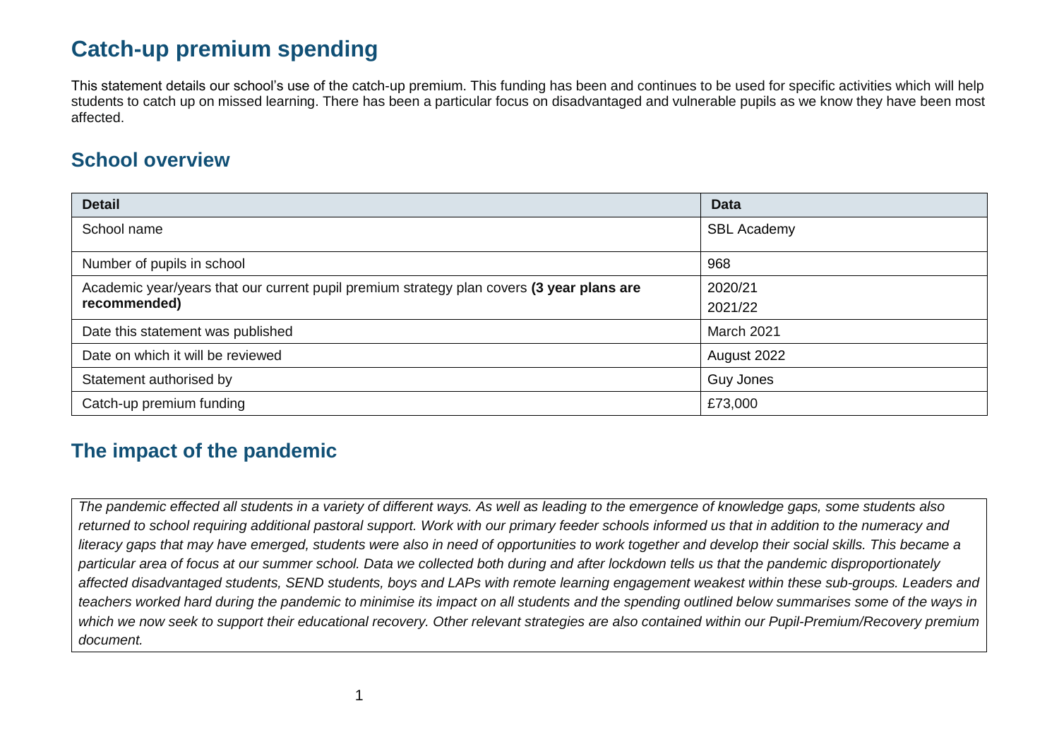# Catch-up premium spending

This statement details our school's use of the catch-up premium. This funding has been and continues to be used for specific activities which will help students to catch up on missed learning. There has been a particular focus on disadvantaged and vulnerable pupils as we know they have been most affected.

## School overview

| Detail | Data |
| --- | --- |
| School name | SBL Academy |
| Number of pupils in school | 968 |
| Academic year/years that our current pupil premium strategy plan covers **(3 year plans are recommended)** | 2020/21<br>2021/22 |
| Date this statement was published | March 2021 |
| Date on which it will be reviewed | August 2022 |
| Statement authorised by | Guy Jones |
| Catch-up premium funding | £73,000 |

## The impact of the pandemic

*The pandemic effected all students in a variety of different ways. As well as leading to the emergence of knowledge gaps, some students also returned to school requiring additional pastoral support. Work with our primary feeder schools informed us that in addition to the numeracy and literacy gaps that may have emerged, students were also in need of opportunities to work together and develop their social skills. This became a particular area of focus at our summer school. Data we collected both during and after lockdown tells us that the pandemic disproportionately affected disadvantaged students, SEND students, boys and LAPs with remote learning engagement weakest within these sub-groups. Leaders and teachers worked hard during the pandemic to minimise its impact on all students and the spending outlined below summarises some of the ways in which we now seek to support their educational recovery. Other relevant strategies are also contained within our Pupil-Premium/Recovery premium document.*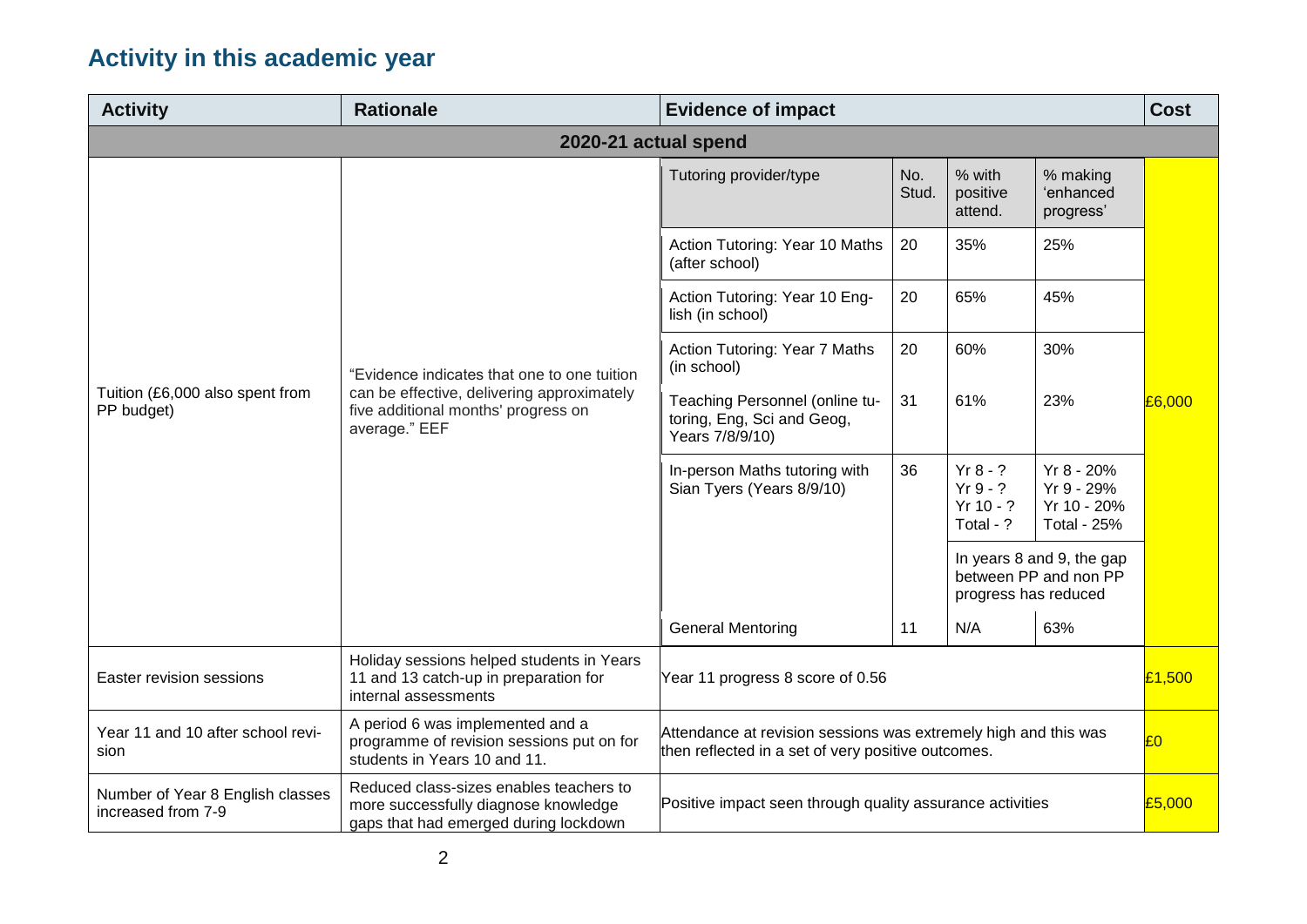## Activity in this academic year

| Activity | Rationale | Evidence of impact | | | | Cost |
|---|---|---|---|---|---|---|
| **2020-21 actual spend** | | | | | | |
| Tuition (£6,000 also spent from PP budget) | "Evidence indicates that one to one tuition can be effective, delivering approximately five additional months' progress on average." EEF | Tutoring provider/type | No. Stud. | % with positive attend. | % making 'enhanced progress' | £6,000 |
| | | Action Tutoring: Year 10 Maths (after school) | 20 | 35% | 25% | |
| | | Action Tutoring: Year 10 English (in school) | 20 | 65% | 45% | |
| | | Action Tutoring: Year 7 Maths (in school) | 20 | 60% | 30% | |
| | | Teaching Personnel (online tutoring, Eng, Sci and Geog, Years 7/8/9/10) | 31 | 61% | 23% | |
| | | In-person Maths tutoring with Sian Tyers (Years 8/9/10) | 36 | Yr 8 - ? Yr 9 - ? Yr 10 - ? Total - ? | Yr 8 - 20% Yr 9 - 29% Yr 10 - 20% Total - 25% | |
| | | | | In years 8 and 9, the gap between PP and non PP progress has reduced | | |
| | | General Mentoring | 11 | N/A | 63% | |
| Easter revision sessions | Holiday sessions helped students in Years 11 and 13 catch-up in preparation for internal assessments | Year 11 progress 8 score of 0.56 | | | | £1,500 |
| Year 11 and 10 after school revision | A period 6 was implemented and a programme of revision sessions put on for students in Years 10 and 11. | Attendance at revision sessions was extremely high and this was then reflected in a set of very positive outcomes. | | | | £0 |
| Number of Year 8 English classes increased from 7-9 | Reduced class-sizes enables teachers to more successfully diagnose knowledge gaps that had emerged during lockdown | Positive impact seen through quality assurance activities | | | | £5,000 |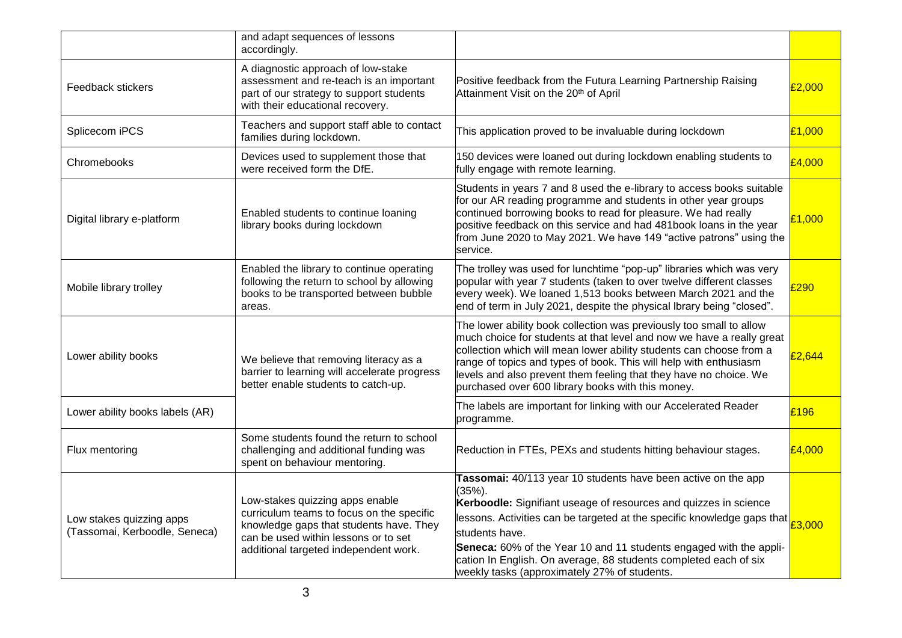| | | | |
|---|---|---|---|
| | and adapt sequences of lessons accordingly. | | |
| Feedback stickers | A diagnostic approach of low-stake assessment and re-teach is an important part of our strategy to support students with their educational recovery. | Positive feedback from the Futura Learning Partnership Raising Attainment Visit on the 20th of April | £2,000 |
| Splicecom iPCS | Teachers and support staff able to contact families during lockdown. | This application proved to be invaluable during lockdown | £1,000 |
| Chromebooks | Devices used to supplement those that were received form the DfE. | 150 devices were loaned out during lockdown enabling students to fully engage with remote learning. | £4,000 |
| Digital library e-platform | Enabled students to continue loaning library books during lockdown | Students in years 7 and 8 used the e-library to access books suitable for our AR reading programme and students in other year groups continued borrowing books to read for pleasure. We had really positive feedback on this service and had 481book loans in the year from June 2020 to May 2021. We have 149 "active patrons" using the service. | £1,000 |
| Mobile library trolley | Enabled the library to continue operating following the return to school by allowing books to be transported between bubble areas. | The trolley was used for lunchtime "pop-up" libraries which was very popular with year 7 students (taken to over twelve different classes every week). We loaned 1,513 books between March 2021 and the end of term in July 2021, despite the physical lbrary being "closed". | £290 |
| Lower ability books | We believe that removing literacy as a barrier to learning will accelerate progress better enable students to catch-up. | The lower ability book collection was previously too small to allow much choice for students at that level and now we have a really great collection which will mean lower ability students can choose from a range of topics and types of book. This will help with enthusiasm levels and also prevent them feeling that they have no choice. We purchased over 600 library books with this money. | £2,644 |
| Lower ability books labels (AR) | | The labels are important for linking with our Accelerated Reader programme. | £196 |
| Flux mentoring | Some students found the return to school challenging and additional funding was spent on behaviour mentoring. | Reduction in FTEs, PEXs and students hitting behaviour stages. | £4,000 |
| Low stakes quizzing apps (Tassomai, Kerboodle, Seneca) | Low-stakes quizzing apps enable curriculum teams to focus on the specific knowledge gaps that students have. They can be used within lessons or to set additional targeted independent work. | **Tassomai:** 40/113 year 10 students have been active on the app (35%).<br>**Kerboodle:** Signifiant useage of resources and quizzes in science lessons. Activities can be targeted at the specific knowledge gaps that students have.<br>**Seneca:** 60% of the Year 10 and 11 students engaged with the appli-cation In English. On average, 88 students completed each of six weekly tasks (approximately 27% of students. | £3,000 |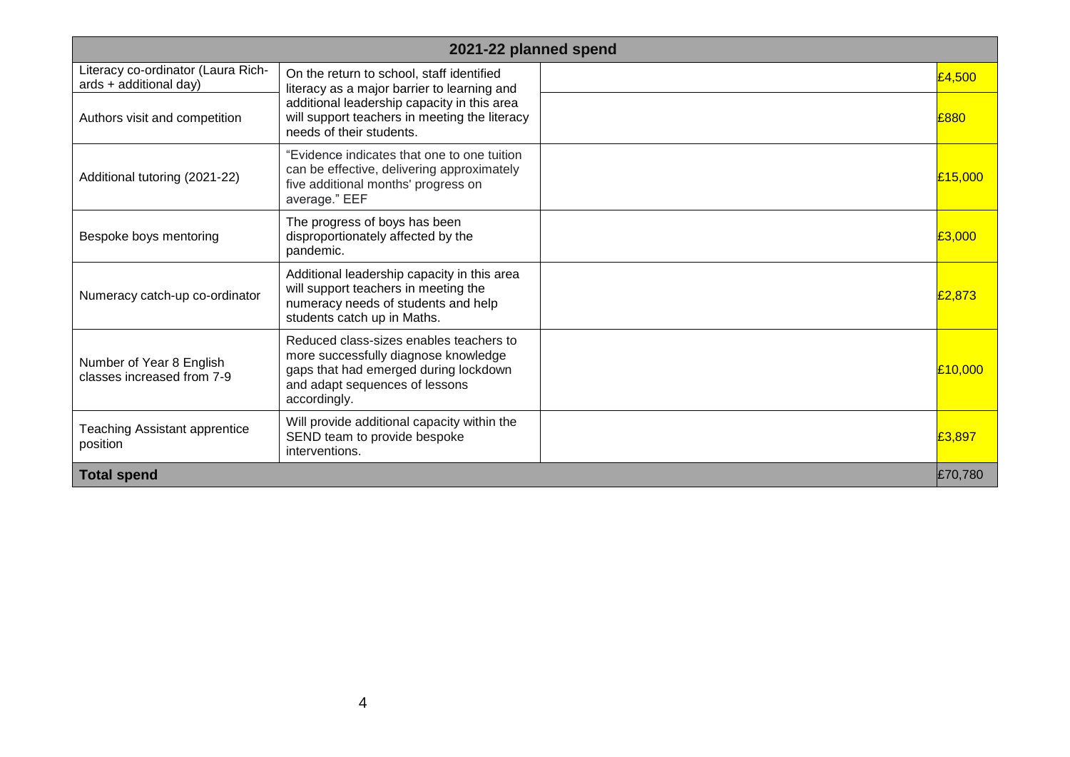| 2021-22 planned spend | | | |
|---|---|---|---|
| Literacy co-ordinator (Laura Richards + additional day) | On the return to school, staff identified literacy as a major barrier to learning and additional leadership capacity in this area will support teachers in meeting the literacy needs of their students. | | £4,500 |
| Authors visit and competition | | | £880 |
| Additional tutoring (2021-22) | "Evidence indicates that one to one tuition can be effective, delivering approximately five additional months' progress on average." EEF | | £15,000 |
| Bespoke boys mentoring | The progress of boys has been disproportionately affected by the pandemic. | | £3,000 |
| Numeracy catch-up co-ordinator | Additional leadership capacity in this area will support teachers in meeting the numeracy needs of students and help students catch up in Maths. | | £2,873 |
| Number of Year 8 English classes increased from 7-9 | Reduced class-sizes enables teachers to more successfully diagnose knowledge gaps that had emerged during lockdown and adapt sequences of lessons accordingly. | | £10,000 |
| Teaching Assistant apprentice position | Will provide additional capacity within the SEND team to provide bespoke interventions. | | £3,897 |
| **Total spend** | | | £70,780 |